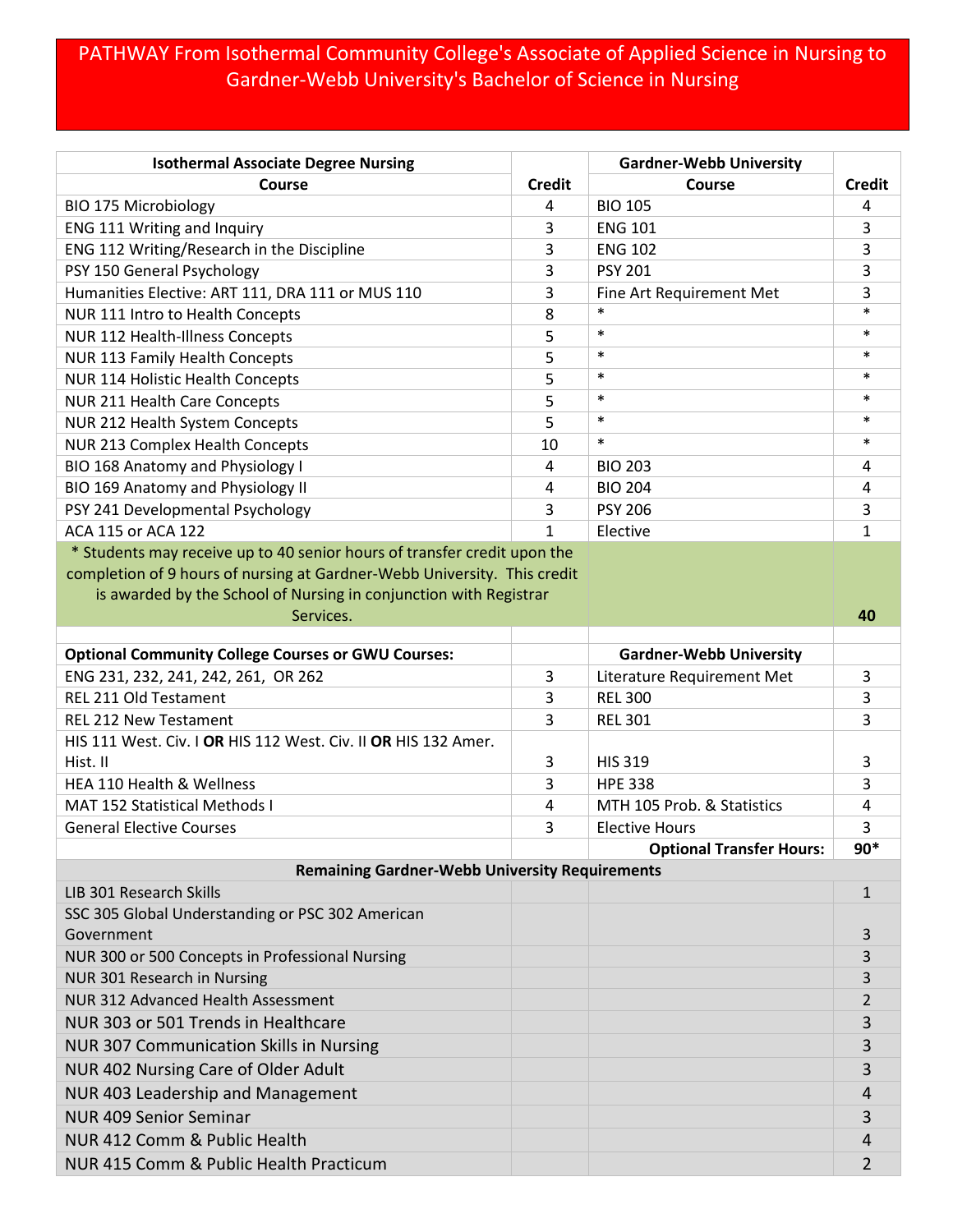# PATHWAY From Isothermal Community College's Associate of Applied Science in Nursing to Gardner-Webb University's Bachelor of Science in Nursing

| Isothermal Associate Degree Nursing Course | Credit | Gardner-Webb University Course | Credit |
|---|---|---|---|
| BIO 175 Microbiology | 4 | BIO 105 | 4 |
| ENG 111 Writing and Inquiry | 3 | ENG 101 | 3 |
| ENG 112 Writing/Research in the Discipline | 3 | ENG 102 | 3 |
| PSY 150 General Psychology | 3 | PSY 201 | 3 |
| Humanities Elective: ART 111, DRA 111 or MUS 110 | 3 | Fine Art Requirement Met | 3 |
| NUR 111 Intro to Health Concepts | 8 | * | * |
| NUR 112 Health-Illness Concepts | 5 | * | * |
| NUR 113 Family Health Concepts | 5 | * | * |
| NUR 114 Holistic Health Concepts | 5 | * | * |
| NUR 211 Health Care Concepts | 5 | * | * |
| NUR 212 Health System Concepts | 5 | * | * |
| NUR 213 Complex Health Concepts | 10 | * | * |
| BIO 168 Anatomy and Physiology I | 4 | BIO 203 | 4 |
| BIO 169 Anatomy and Physiology II | 4 | BIO 204 | 4 |
| PSY 241 Developmental Psychology | 3 | PSY 206 | 3 |
| ACA 115 or ACA 122 | 1 | Elective | 1 |
| * Students may receive up to 40 senior hours of transfer credit upon the completion of 9 hours of nursing at Gardner-Webb University. This credit is awarded by the School of Nursing in conjunction with Registrar Services. | | | **40** |
| | | | |
| **Optional Community College Courses or GWU Courses:** | | **Gardner-Webb University** | |
| ENG 231, 232, 241, 242, 261, OR 262 | 3 | Literature Requirement Met | 3 |
| REL 211 Old Testament | 3 | REL 300 | 3 |
| REL 212 New Testament | 3 | REL 301 | 3 |
| HIS 111 West. Civ. I **OR** HIS 112 West. Civ. II **OR** HIS 132 Amer. Hist. II | 3 | HIS 319 | 3 |
| HEA 110 Health & Wellness | 3 | HPE 338 | 3 |
| MAT 152 Statistical Methods I | 4 | MTH 105 Prob. & Statistics | 4 |
| General Elective Courses | 3 | Elective Hours | 3 |
| | | **Optional Transfer Hours:** | **90*** |
| **Remaining Gardner-Webb University Requirements** | | | |
| LIB 301 Research Skills | | | 1 |
| SSC 305 Global Understanding or PSC 302 American Government | | | 3 |
| NUR 300 or 500 Concepts in Professional Nursing | | | 3 |
| NUR 301 Research in Nursing | | | 3 |
| NUR 312 Advanced Health Assessment | | | 2 |
| NUR 303 or 501 Trends in Healthcare | | | 3 |
| NUR 307 Communication Skills in Nursing | | | 3 |
| NUR 402 Nursing Care of Older Adult | | | 3 |
| NUR 403 Leadership and Management | | | 4 |
| NUR 409 Senior Seminar | | | 3 |
| NUR 412 Comm & Public Health | | | 4 |
| NUR 415 Comm & Public Health Practicum | | | 2 |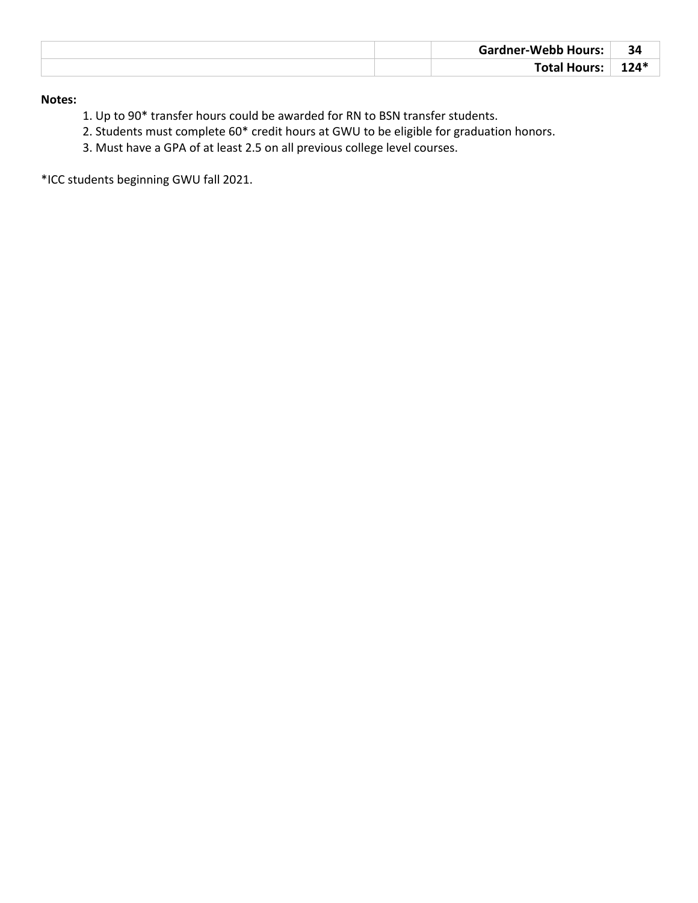| | | | |
|---|---|---|---|
| | | **Gardner-Webb Hours:** | **34** |
| | | **Total Hours:** | **124*** |

**Notes:**

1. Up to 90* transfer hours could be awarded for RN to BSN transfer students.
2. Students must complete 60* credit hours at GWU to be eligible for graduation honors.
3. Must have a GPA of at least 2.5 on all previous college level courses.

*ICC students beginning GWU fall 2021.